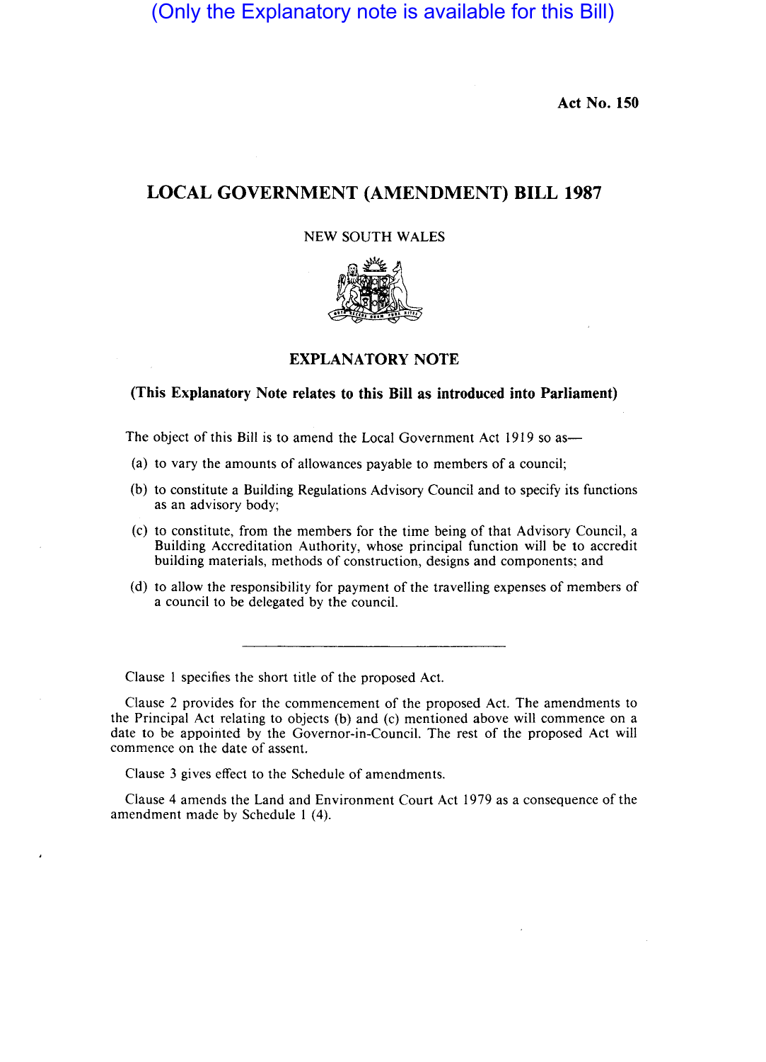(Only the Explanatory note is available for this Bill)

**Act No. 150**

# LOCAL GOVERNMENT (AMENDMENT) BILL 1987

NEW SOUTH WALES

## EXPLANATORY NOTE

**(This Explanatory Note relates to this Bill as introduced into Parliament)**

The object of this Bill is to amend the Local Government Act 1919 so as—

(a) to vary the amounts of allowances payable to members of a council;

(b) to constitute a Building Regulations Advisory Council and to specify its functions as an advisory body;

(c) to constitute, from the members for the time being of that Advisory Council, a Building Accreditation Authority, whose principal function will be to accredit building materials, methods of construction, designs and components; and

(d) to allow the responsibility for payment of the travelling expenses of members of a council to be delegated by the council.

---

Clause 1 specifies the short title of the proposed Act.

Clause 2 provides for the commencement of the proposed Act. The amendments to the Principal Act relating to objects (b) and (c) mentioned above will commence on a date to be appointed by the Governor-in-Council. The rest of the proposed Act will commence on the date of assent.

Clause 3 gives effect to the Schedule of amendments.

Clause 4 amends the Land and Environment Court Act 1979 as a consequence of the amendment made by Schedule 1 (4).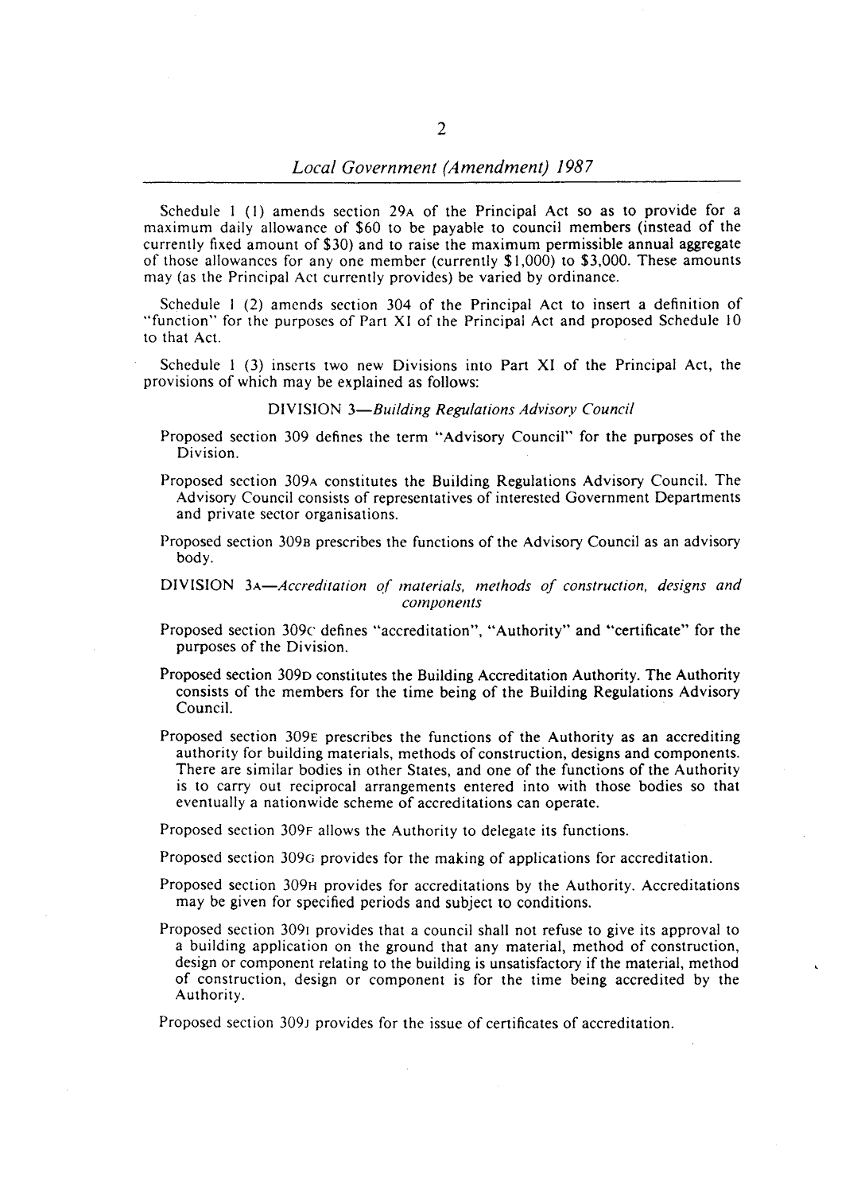Schedule 1 (1) amends section 29A of the Principal Act so as to provide for a maximum daily allowance of $60 to be payable to council members (instead of the currently fixed amount of $30) and to raise the maximum permissible annual aggregate of those allowances for any one member (currently $1,000) to $3,000. These amounts may (as the Principal Act currently provides) be varied by ordinance.

Schedule 1 (2) amends section 304 of the Principal Act to insert a definition of "function" for the purposes of Part XI of the Principal Act and proposed Schedule 10 to that Act.

Schedule 1 (3) inserts two new Divisions into Part XI of the Principal Act, the provisions of which may be explained as follows:

DIVISION 3—*Building Regulations Advisory Council*

Proposed section 309 defines the term "Advisory Council" for the purposes of the Division.

Proposed section 309A constitutes the Building Regulations Advisory Council. The Advisory Council consists of representatives of interested Government Departments and private sector organisations.

Proposed section 309B prescribes the functions of the Advisory Council as an advisory body.

DIVISION 3A—*Accreditation of materials, methods of construction, designs and components*

Proposed section 309C defines "accreditation", "Authority" and "certificate" for the purposes of the Division.

Proposed section 309D constitutes the Building Accreditation Authority. The Authority consists of the members for the time being of the Building Regulations Advisory Council.

Proposed section 309E prescribes the functions of the Authority as an accrediting authority for building materials, methods of construction, designs and components. There are similar bodies in other States, and one of the functions of the Authority is to carry out reciprocal arrangements entered into with those bodies so that eventually a nationwide scheme of accreditations can operate.

Proposed section 309F allows the Authority to delegate its functions.

Proposed section 309G provides for the making of applications for accreditation.

Proposed section 309H provides for accreditations by the Authority. Accreditations may be given for specified periods and subject to conditions.

Proposed section 309I provides that a council shall not refuse to give its approval to a building application on the ground that any material, method of construction, design or component relating to the building is unsatisfactory if the material, method of construction, design or component is for the time being accredited by the Authority.

Proposed section 309J provides for the issue of certificates of accreditation.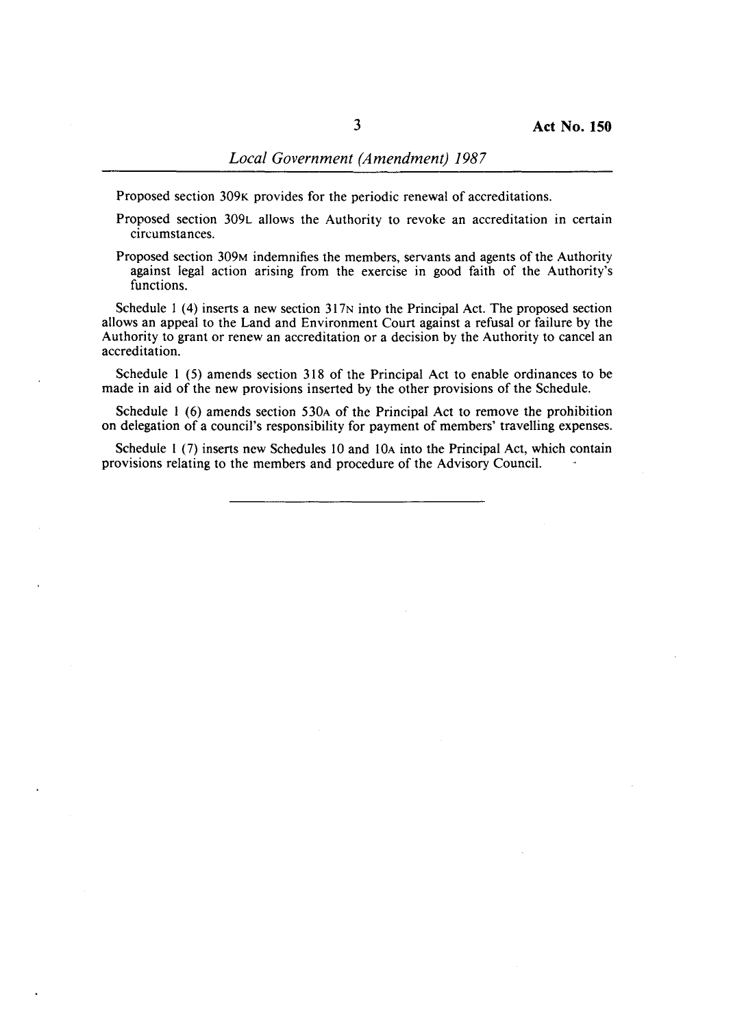Proposed section 309K provides for the periodic renewal of accreditations.

Proposed section 309L allows the Authority to revoke an accreditation in certain circumstances.

Proposed section 309M indemnifies the members, servants and agents of the Authority against legal action arising from the exercise in good faith of the Authority's functions.

Schedule 1 (4) inserts a new section 317N into the Principal Act. The proposed section allows an appeal to the Land and Environment Court against a refusal or failure by the Authority to grant or renew an accreditation or a decision by the Authority to cancel an accreditation.

Schedule 1 (5) amends section 318 of the Principal Act to enable ordinances to be made in aid of the new provisions inserted by the other provisions of the Schedule.

Schedule 1 (6) amends section 530A of the Principal Act to remove the prohibition on delegation of a council's responsibility for payment of members' travelling expenses.

Schedule 1 (7) inserts new Schedules 10 and 10A into the Principal Act, which contain provisions relating to the members and procedure of the Advisory Council.